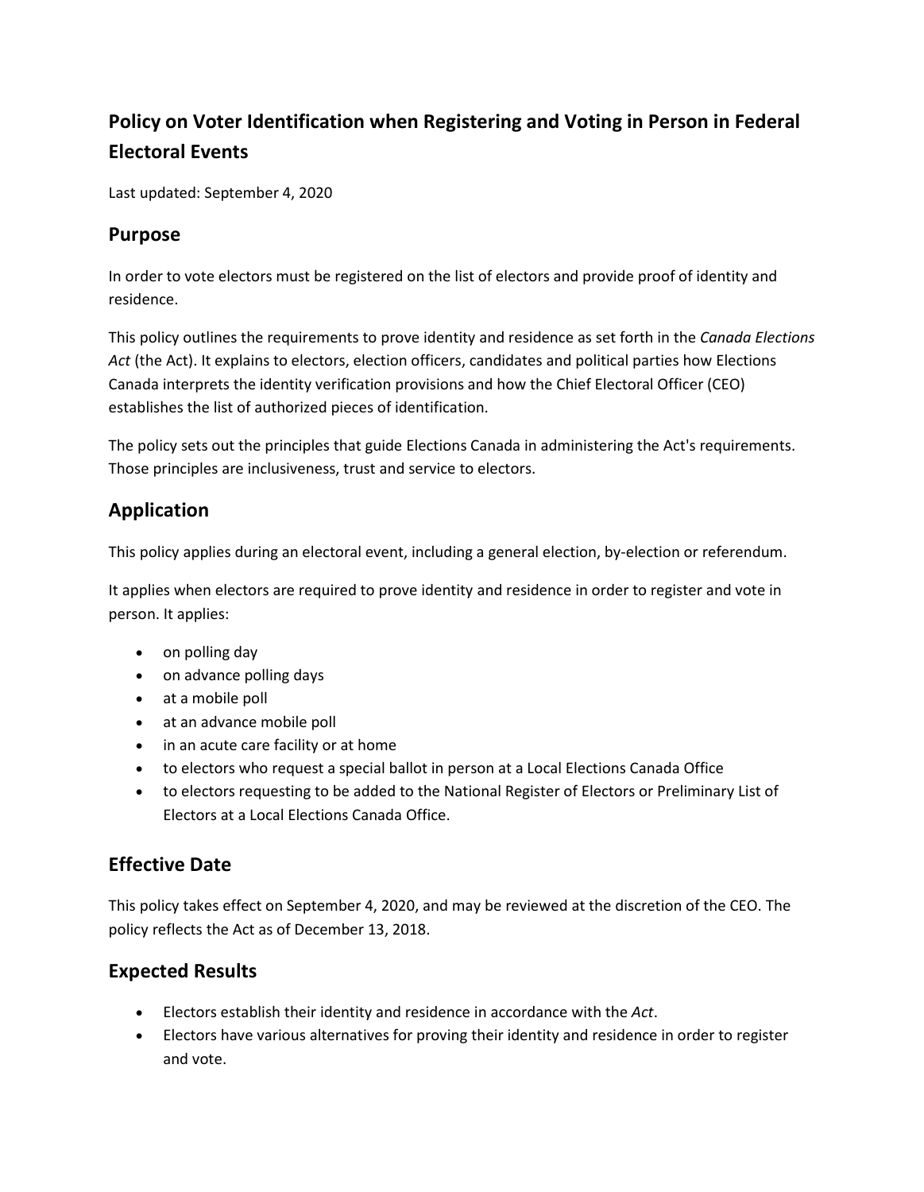# Policy on Voter Identification when Registering and Voting in Person in Federal Electoral Events

Last updated: September 4, 2020

## Purpose

In order to vote electors must be registered on the list of electors and provide proof of identity and residence.

This policy outlines the requirements to prove identity and residence as set forth in the *Canada Elections Act* (the Act). It explains to electors, election officers, candidates and political parties how Elections Canada interprets the identity verification provisions and how the Chief Electoral Officer (CEO) establishes the list of authorized pieces of identification.

The policy sets out the principles that guide Elections Canada in administering the Act's requirements. Those principles are inclusiveness, trust and service to electors.

## Application

This policy applies during an electoral event, including a general election, by-election or referendum.

It applies when electors are required to prove identity and residence in order to register and vote in person. It applies:

- on polling day
- on advance polling days
- at a mobile poll
- at an advance mobile poll
- in an acute care facility or at home
- to electors who request a special ballot in person at a Local Elections Canada Office
- to electors requesting to be added to the National Register of Electors or Preliminary List of Electors at a Local Elections Canada Office.

## Effective Date

This policy takes effect on September 4, 2020, and may be reviewed at the discretion of the CEO. The policy reflects the Act as of December 13, 2018.

## Expected Results

- Electors establish their identity and residence in accordance with the *Act*.
- Electors have various alternatives for proving their identity and residence in order to register and vote.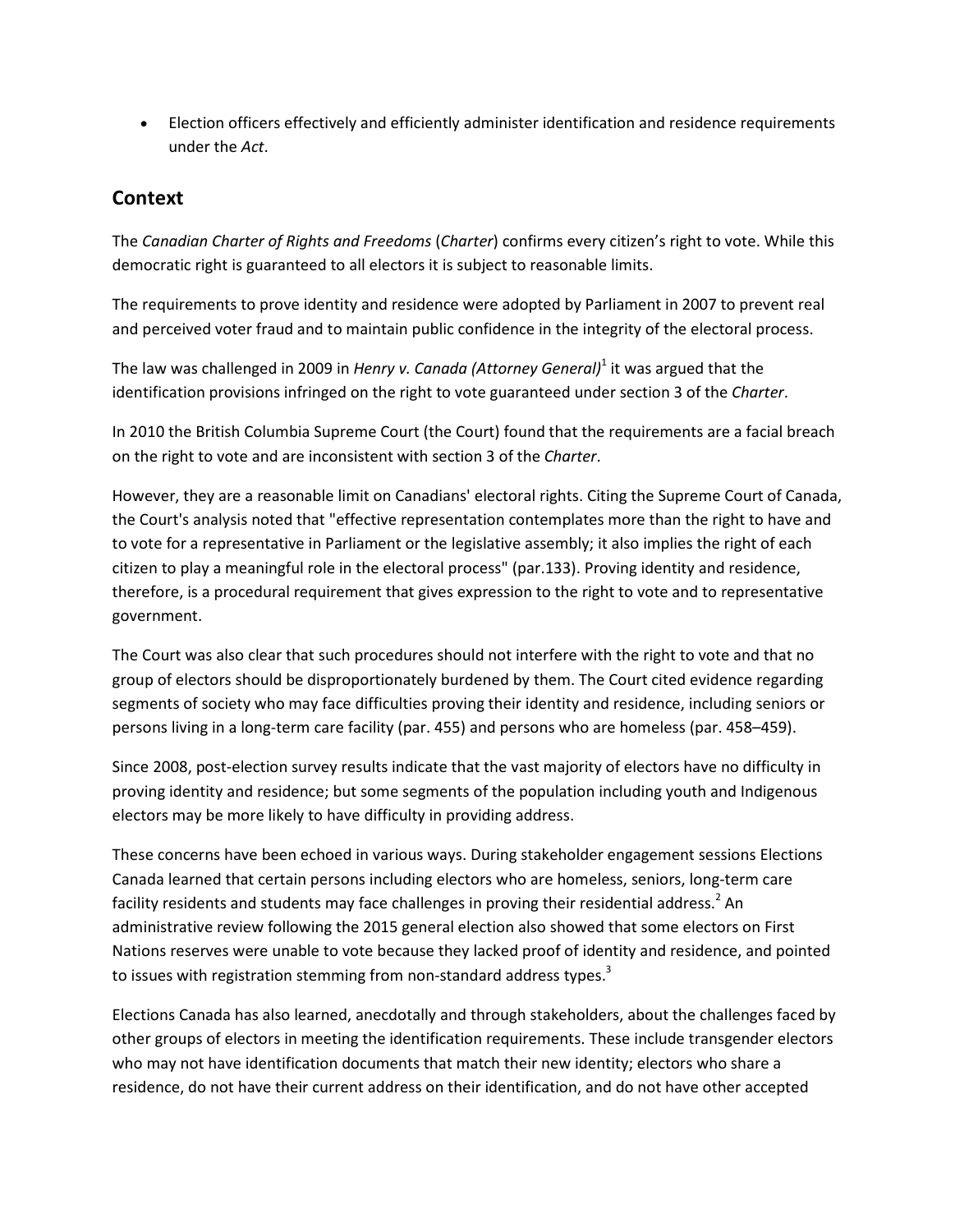- Election officers effectively and efficiently administer identification and residence requirements under the *Act*.

## Context

The *Canadian Charter of Rights and Freedoms* (*Charter*) confirms every citizen's right to vote. While this democratic right is guaranteed to all electors it is subject to reasonable limits.

The requirements to prove identity and residence were adopted by Parliament in 2007 to prevent real and perceived voter fraud and to maintain public confidence in the integrity of the electoral process.

The law was challenged in 2009 in *Henry v. Canada (Attorney General)*[1] it was argued that the identification provisions infringed on the right to vote guaranteed under section 3 of the *Charter*.

In 2010 the British Columbia Supreme Court (the Court) found that the requirements are a facial breach on the right to vote and are inconsistent with section 3 of the *Charter*.

However, they are a reasonable limit on Canadians' electoral rights. Citing the Supreme Court of Canada, the Court's analysis noted that "effective representation contemplates more than the right to have and to vote for a representative in Parliament or the legislative assembly; it also implies the right of each citizen to play a meaningful role in the electoral process" (par.133). Proving identity and residence, therefore, is a procedural requirement that gives expression to the right to vote and to representative government.

The Court was also clear that such procedures should not interfere with the right to vote and that no group of electors should be disproportionately burdened by them. The Court cited evidence regarding segments of society who may face difficulties proving their identity and residence, including seniors or persons living in a long-term care facility (par. 455) and persons who are homeless (par. 458–459).

Since 2008, post-election survey results indicate that the vast majority of electors have no difficulty in proving identity and residence; but some segments of the population including youth and Indigenous electors may be more likely to have difficulty in providing address.

These concerns have been echoed in various ways. During stakeholder engagement sessions Elections Canada learned that certain persons including electors who are homeless, seniors, long-term care facility residents and students may face challenges in proving their residential address.[2] An administrative review following the 2015 general election also showed that some electors on First Nations reserves were unable to vote because they lacked proof of identity and residence, and pointed to issues with registration stemming from non-standard address types.[3]

Elections Canada has also learned, anecdotally and through stakeholders, about the challenges faced by other groups of electors in meeting the identification requirements. These include transgender electors who may not have identification documents that match their new identity; electors who share a residence, do not have their current address on their identification, and do not have other accepted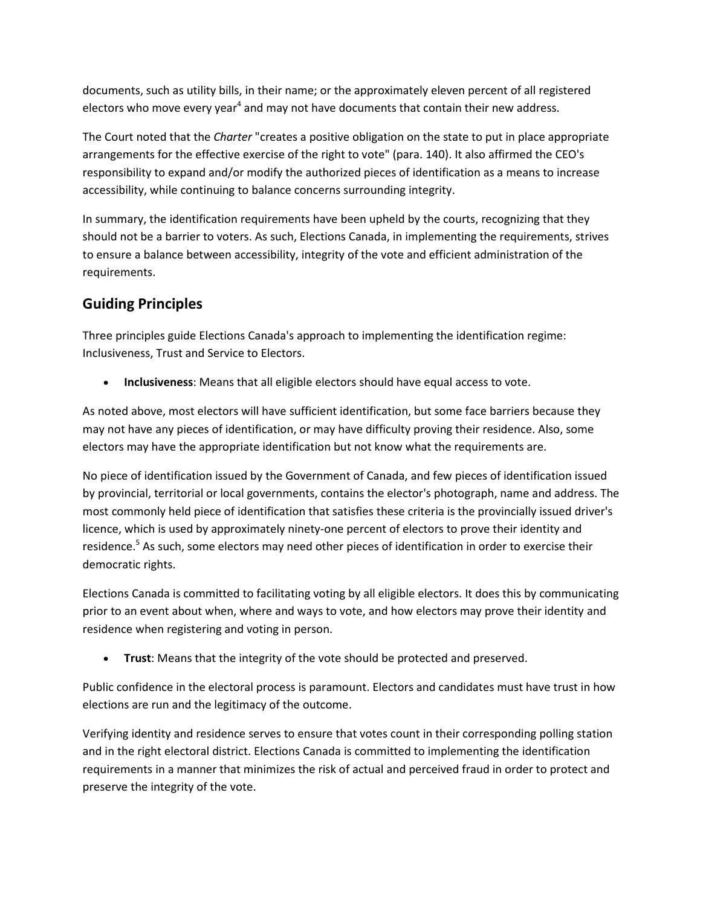documents, such as utility bills, in their name; or the approximately eleven percent of all registered electors who move every year[4] and may not have documents that contain their new address.

The Court noted that the *Charter* "creates a positive obligation on the state to put in place appropriate arrangements for the effective exercise of the right to vote" (para. 140). It also affirmed the CEO's responsibility to expand and/or modify the authorized pieces of identification as a means to increase accessibility, while continuing to balance concerns surrounding integrity.

In summary, the identification requirements have been upheld by the courts, recognizing that they should not be a barrier to voters. As such, Elections Canada, in implementing the requirements, strives to ensure a balance between accessibility, integrity of the vote and efficient administration of the requirements.

## Guiding Principles

Three principles guide Elections Canada's approach to implementing the identification regime: Inclusiveness, Trust and Service to Electors.

- **Inclusiveness**: Means that all eligible electors should have equal access to vote.

As noted above, most electors will have sufficient identification, but some face barriers because they may not have any pieces of identification, or may have difficulty proving their residence. Also, some electors may have the appropriate identification but not know what the requirements are.

No piece of identification issued by the Government of Canada, and few pieces of identification issued by provincial, territorial or local governments, contains the elector's photograph, name and address. The most commonly held piece of identification that satisfies these criteria is the provincially issued driver's licence, which is used by approximately ninety-one percent of electors to prove their identity and residence.[5] As such, some electors may need other pieces of identification in order to exercise their democratic rights.

Elections Canada is committed to facilitating voting by all eligible electors. It does this by communicating prior to an event about when, where and ways to vote, and how electors may prove their identity and residence when registering and voting in person.

- **Trust**: Means that the integrity of the vote should be protected and preserved.

Public confidence in the electoral process is paramount. Electors and candidates must have trust in how elections are run and the legitimacy of the outcome.

Verifying identity and residence serves to ensure that votes count in their corresponding polling station and in the right electoral district. Elections Canada is committed to implementing the identification requirements in a manner that minimizes the risk of actual and perceived fraud in order to protect and preserve the integrity of the vote.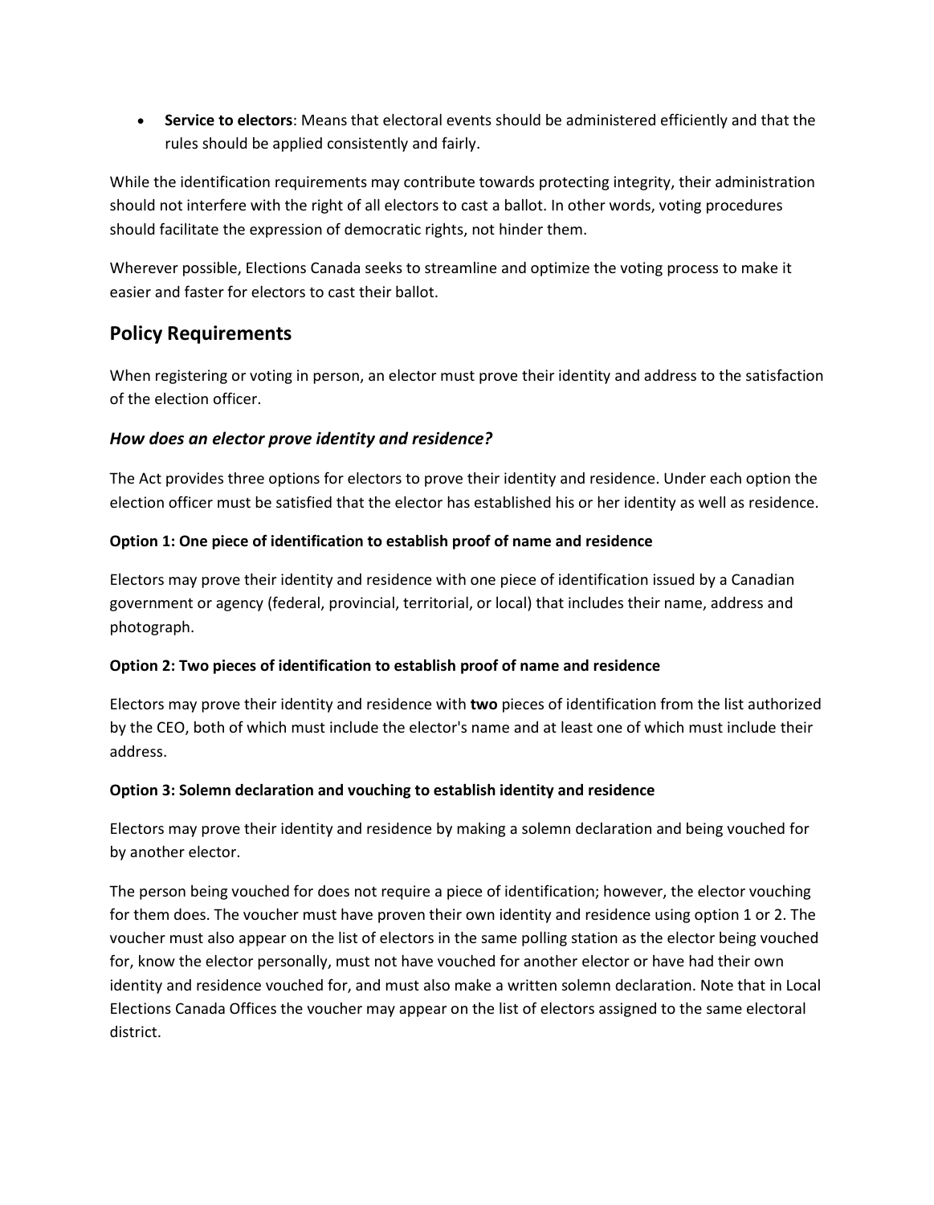- **Service to electors**: Means that electoral events should be administered efficiently and that the rules should be applied consistently and fairly.

While the identification requirements may contribute towards protecting integrity, their administration should not interfere with the right of all electors to cast a ballot. In other words, voting procedures should facilitate the expression of democratic rights, not hinder them.

Wherever possible, Elections Canada seeks to streamline and optimize the voting process to make it easier and faster for electors to cast their ballot.

## Policy Requirements

When registering or voting in person, an elector must prove their identity and address to the satisfaction of the election officer.

### *How does an elector prove identity and residence?*

The Act provides three options for electors to prove their identity and residence. Under each option the election officer must be satisfied that the elector has established his or her identity as well as residence.

#### Option 1: One piece of identification to establish proof of name and residence

Electors may prove their identity and residence with one piece of identification issued by a Canadian government or agency (federal, provincial, territorial, or local) that includes their name, address and photograph.

#### Option 2: Two pieces of identification to establish proof of name and residence

Electors may prove their identity and residence with **two** pieces of identification from the list authorized by the CEO, both of which must include the elector's name and at least one of which must include their address.

#### Option 3: Solemn declaration and vouching to establish identity and residence

Electors may prove their identity and residence by making a solemn declaration and being vouched for by another elector.

The person being vouched for does not require a piece of identification; however, the elector vouching for them does. The voucher must have proven their own identity and residence using option 1 or 2. The voucher must also appear on the list of electors in the same polling station as the elector being vouched for, know the elector personally, must not have vouched for another elector or have had their own identity and residence vouched for, and must also make a written solemn declaration. Note that in Local Elections Canada Offices the voucher may appear on the list of electors assigned to the same electoral district.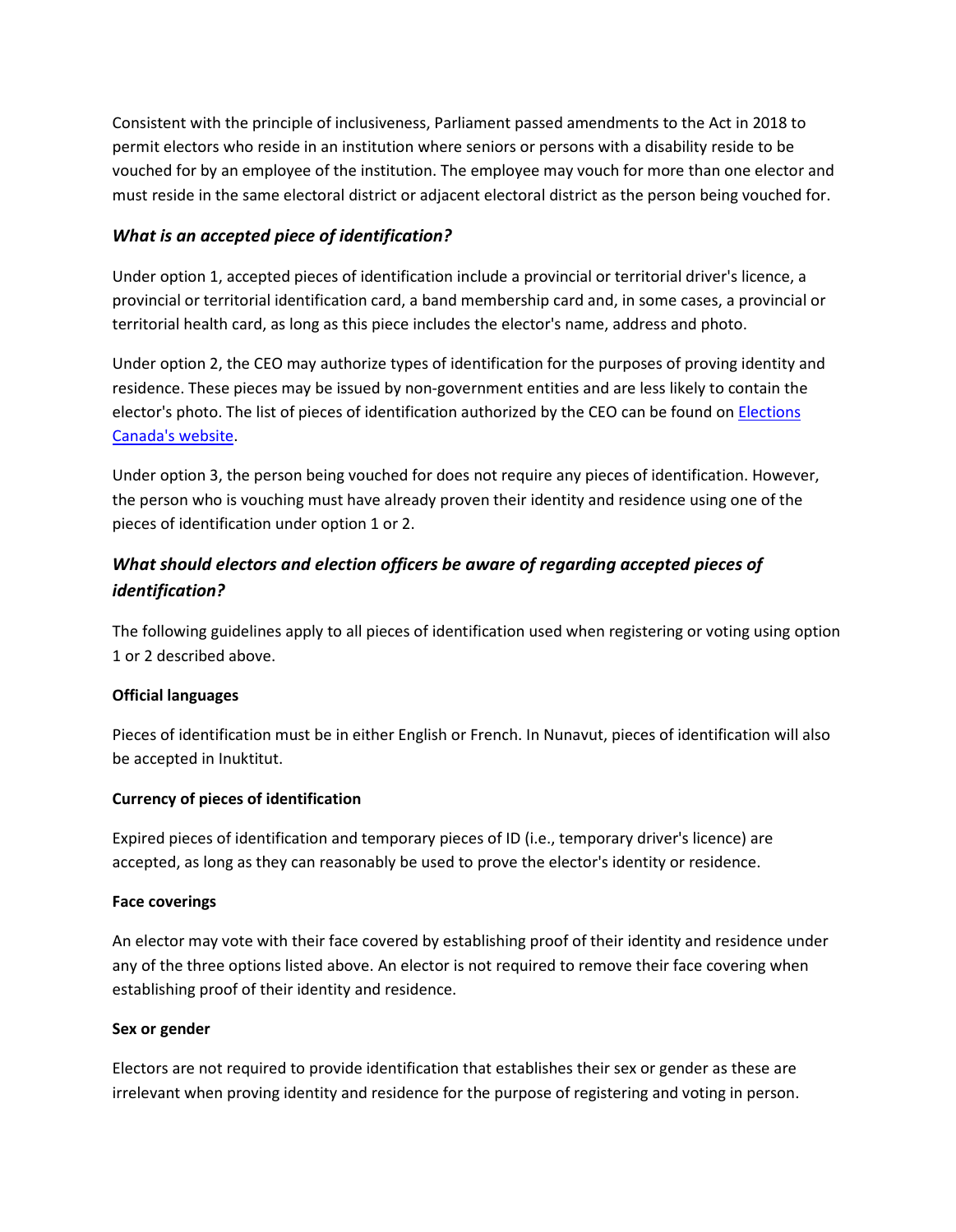Consistent with the principle of inclusiveness, Parliament passed amendments to the Act in 2018 to permit electors who reside in an institution where seniors or persons with a disability reside to be vouched for by an employee of the institution. The employee may vouch for more than one elector and must reside in the same electoral district or adjacent electoral district as the person being vouched for.

### *What is an accepted piece of identification?*

Under option 1, accepted pieces of identification include a provincial or territorial driver's licence, a provincial or territorial identification card, a band membership card and, in some cases, a provincial or territorial health card, as long as this piece includes the elector's name, address and photo.

Under option 2, the CEO may authorize types of identification for the purposes of proving identity and residence. These pieces may be issued by non-government entities and are less likely to contain the elector's photo. The list of pieces of identification authorized by the CEO can be found on Elections Canada's website.

Under option 3, the person being vouched for does not require any pieces of identification. However, the person who is vouching must have already proven their identity and residence using one of the pieces of identification under option 1 or 2.

### *What should electors and election officers be aware of regarding accepted pieces of identification?*

The following guidelines apply to all pieces of identification used when registering or voting using option 1 or 2 described above.

**Official languages**

Pieces of identification must be in either English or French. In Nunavut, pieces of identification will also be accepted in Inuktitut.

**Currency of pieces of identification**

Expired pieces of identification and temporary pieces of ID (i.e., temporary driver's licence) are accepted, as long as they can reasonably be used to prove the elector's identity or residence.

**Face coverings**

An elector may vote with their face covered by establishing proof of their identity and residence under any of the three options listed above. An elector is not required to remove their face covering when establishing proof of their identity and residence.

**Sex or gender**

Electors are not required to provide identification that establishes their sex or gender as these are irrelevant when proving identity and residence for the purpose of registering and voting in person.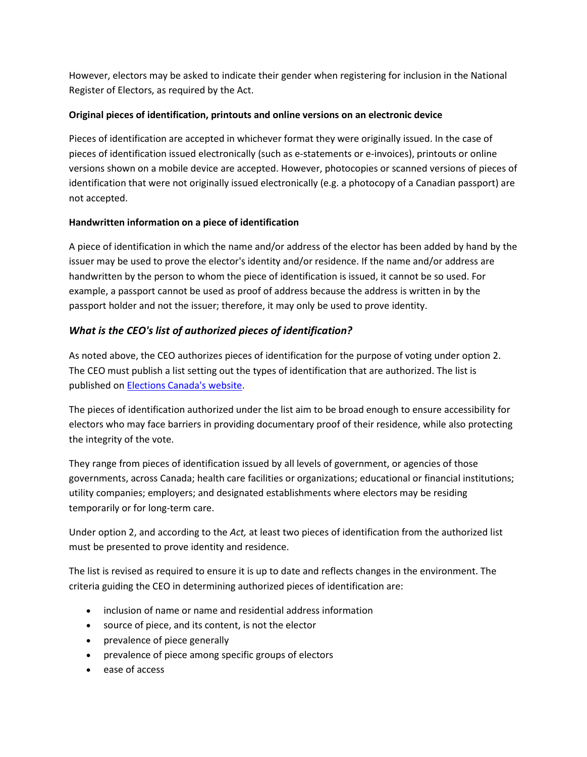However, electors may be asked to indicate their gender when registering for inclusion in the National Register of Electors, as required by the Act.

**Original pieces of identification, printouts and online versions on an electronic device**

Pieces of identification are accepted in whichever format they were originally issued. In the case of pieces of identification issued electronically (such as e-statements or e-invoices), printouts or online versions shown on a mobile device are accepted. However, photocopies or scanned versions of pieces of identification that were not originally issued electronically (e.g. a photocopy of a Canadian passport) are not accepted.

**Handwritten information on a piece of identification**

A piece of identification in which the name and/or address of the elector has been added by hand by the issuer may be used to prove the elector's identity and/or residence. If the name and/or address are handwritten by the person to whom the piece of identification is issued, it cannot be so used. For example, a passport cannot be used as proof of address because the address is written in by the passport holder and not the issuer; therefore, it may only be used to prove identity.

### *What is the CEO's list of authorized pieces of identification?*

As noted above, the CEO authorizes pieces of identification for the purpose of voting under option 2. The CEO must publish a list setting out the types of identification that are authorized. The list is published on Elections Canada's website.

The pieces of identification authorized under the list aim to be broad enough to ensure accessibility for electors who may face barriers in providing documentary proof of their residence, while also protecting the integrity of the vote.

They range from pieces of identification issued by all levels of government, or agencies of those governments, across Canada; health care facilities or organizations; educational or financial institutions; utility companies; employers; and designated establishments where electors may be residing temporarily or for long-term care.

Under option 2, and according to the *Act,* at least two pieces of identification from the authorized list must be presented to prove identity and residence.

The list is revised as required to ensure it is up to date and reflects changes in the environment. The criteria guiding the CEO in determining authorized pieces of identification are:

- inclusion of name or name and residential address information
- source of piece, and its content, is not the elector
- prevalence of piece generally
- prevalence of piece among specific groups of electors
- ease of access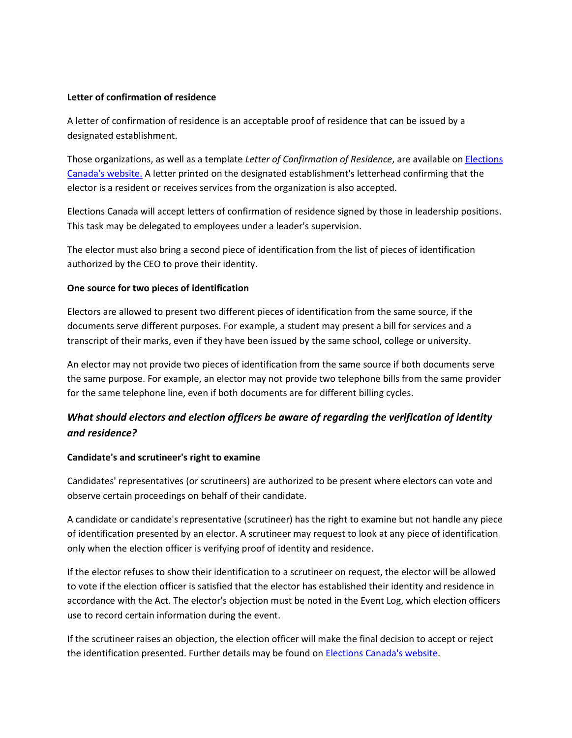**Letter of confirmation of residence**

A letter of confirmation of residence is an acceptable proof of residence that can be issued by a designated establishment.

Those organizations, as well as a template *Letter of Confirmation of Residence*, are available on [Elections Canada's website.]() A letter printed on the designated establishment's letterhead confirming that the elector is a resident or receives services from the organization is also accepted.

Elections Canada will accept letters of confirmation of residence signed by those in leadership positions. This task may be delegated to employees under a leader's supervision.

The elector must also bring a second piece of identification from the list of pieces of identification authorized by the CEO to prove their identity.

**One source for two pieces of identification**

Electors are allowed to present two different pieces of identification from the same source, if the documents serve different purposes. For example, a student may present a bill for services and a transcript of their marks, even if they have been issued by the same school, college or university.

An elector may not provide two pieces of identification from the same source if both documents serve the same purpose. For example, an elector may not provide two telephone bills from the same provider for the same telephone line, even if both documents are for different billing cycles.

### *What should electors and election officers be aware of regarding the verification of identity and residence?*

**Candidate's and scrutineer's right to examine**

Candidates' representatives (or scrutineers) are authorized to be present where electors can vote and observe certain proceedings on behalf of their candidate.

A candidate or candidate's representative (scrutineer) has the right to examine but not handle any piece of identification presented by an elector. A scrutineer may request to look at any piece of identification only when the election officer is verifying proof of identity and residence.

If the elector refuses to show their identification to a scrutineer on request, the elector will be allowed to vote if the election officer is satisfied that the elector has established their identity and residence in accordance with the Act. The elector's objection must be noted in the Event Log, which election officers use to record certain information during the event.

If the scrutineer raises an objection, the election officer will make the final decision to accept or reject the identification presented. Further details may be found on [Elections Canada's website]().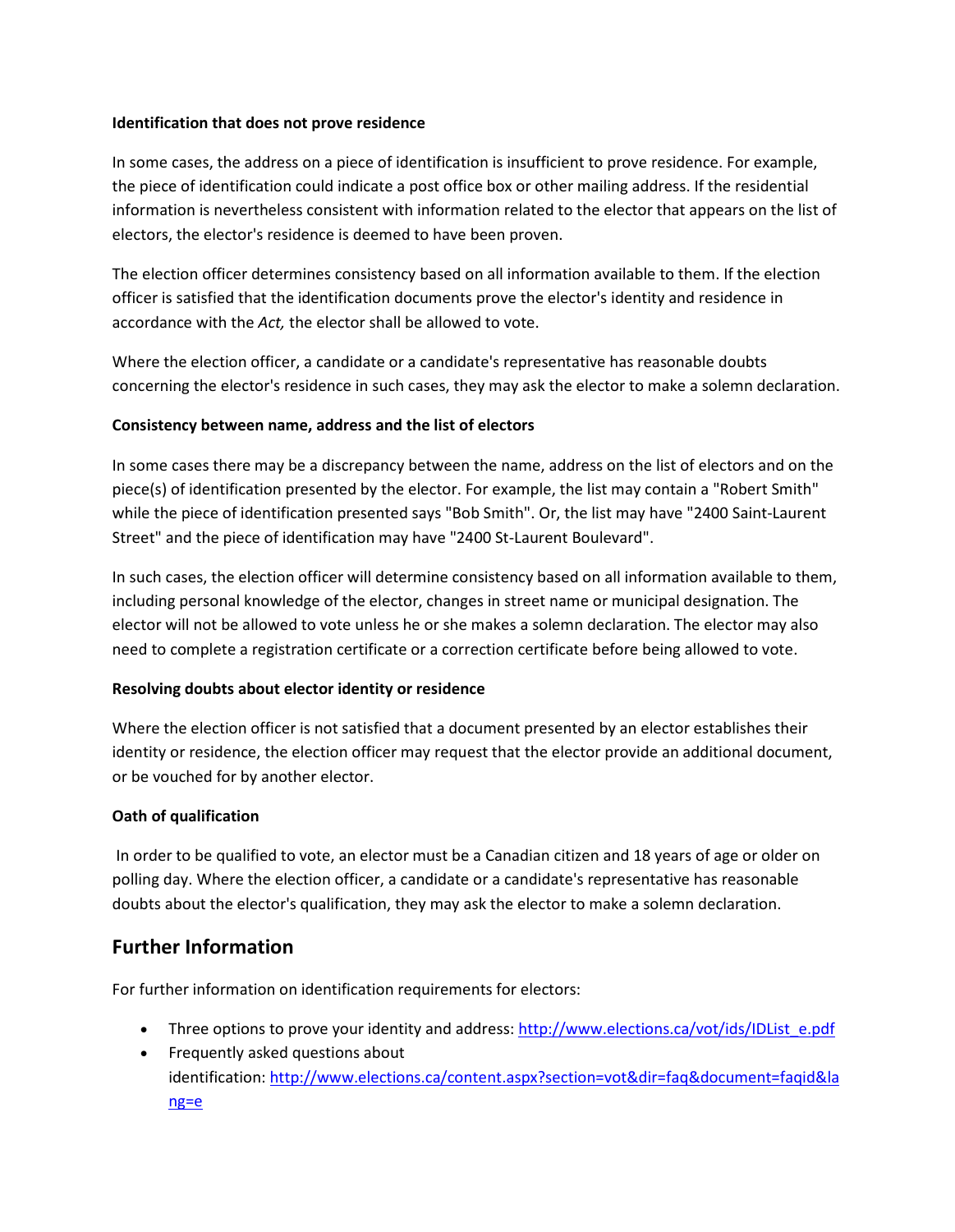**Identification that does not prove residence**

In some cases, the address on a piece of identification is insufficient to prove residence. For example, the piece of identification could indicate a post office box or other mailing address. If the residential information is nevertheless consistent with information related to the elector that appears on the list of electors, the elector's residence is deemed to have been proven.

The election officer determines consistency based on all information available to them. If the election officer is satisfied that the identification documents prove the elector's identity and residence in accordance with the *Act,* the elector shall be allowed to vote.

Where the election officer, a candidate or a candidate's representative has reasonable doubts concerning the elector's residence in such cases, they may ask the elector to make a solemn declaration.

**Consistency between name, address and the list of electors**

In some cases there may be a discrepancy between the name, address on the list of electors and on the piece(s) of identification presented by the elector. For example, the list may contain a "Robert Smith" while the piece of identification presented says "Bob Smith". Or, the list may have "2400 Saint-Laurent Street" and the piece of identification may have "2400 St-Laurent Boulevard".

In such cases, the election officer will determine consistency based on all information available to them, including personal knowledge of the elector, changes in street name or municipal designation. The elector will not be allowed to vote unless he or she makes a solemn declaration. The elector may also need to complete a registration certificate or a correction certificate before being allowed to vote.

**Resolving doubts about elector identity or residence**

Where the election officer is not satisfied that a document presented by an elector establishes their identity or residence, the election officer may request that the elector provide an additional document, or be vouched for by another elector.

**Oath of qualification**

In order to be qualified to vote, an elector must be a Canadian citizen and 18 years of age or older on polling day. Where the election officer, a candidate or a candidate's representative has reasonable doubts about the elector's qualification, they may ask the elector to make a solemn declaration.

## Further Information

For further information on identification requirements for electors:

- Three options to prove your identity and address: http://www.elections.ca/vot/ids/IDList_e.pdf
- Frequently asked questions about identification: http://www.elections.ca/content.aspx?section=vot&dir=faq&document=faqid&lang=e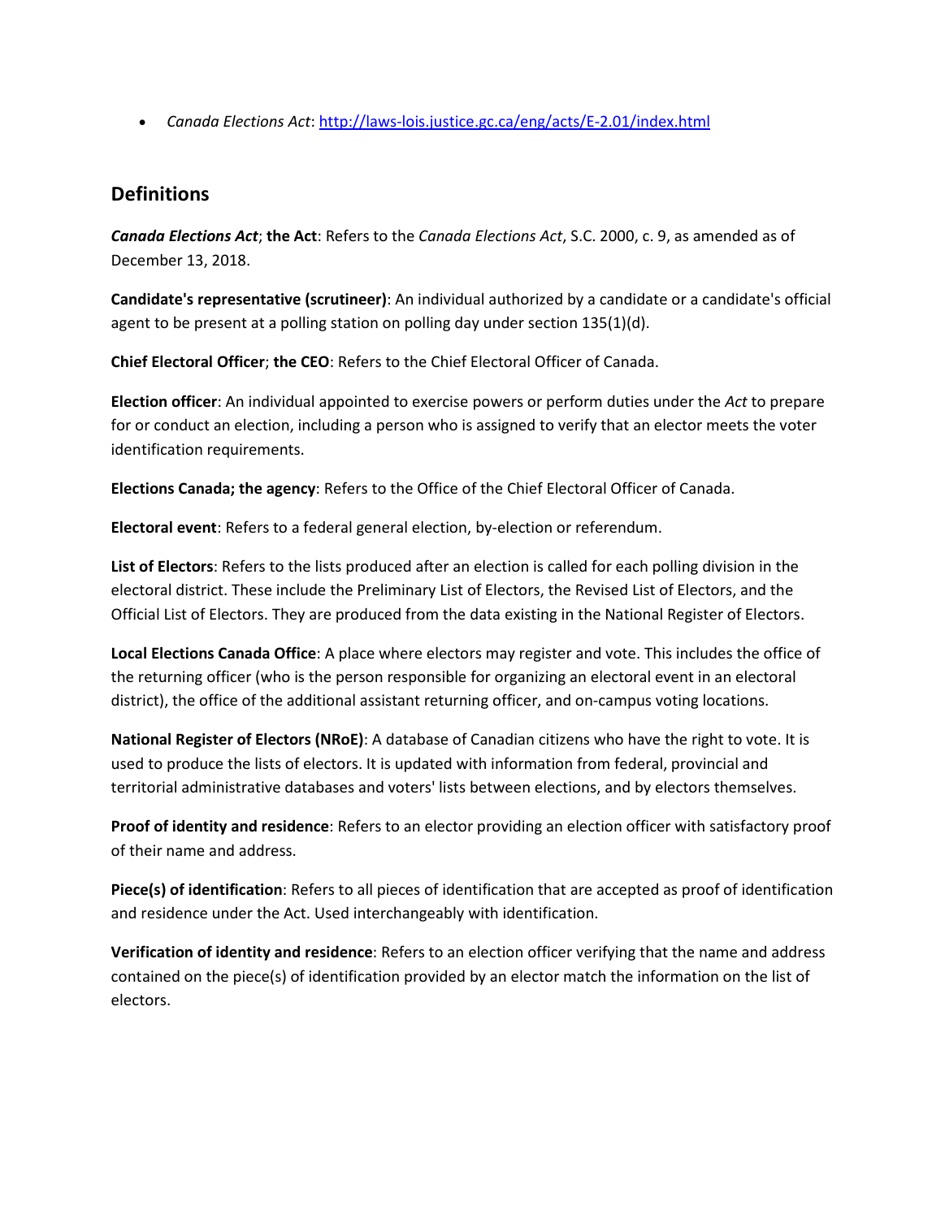- *Canada Elections Act*: [http://laws-lois.justice.gc.ca/eng/acts/E-2.01/index.html](http://laws-lois.justice.gc.ca/eng/acts/E-2.01/index.html)

## Definitions

***Canada Elections Act***; **the Act**: Refers to the *Canada Elections Act*, S.C. 2000, c. 9, as amended as of December 13, 2018.

**Candidate's representative (scrutineer)**: An individual authorized by a candidate or a candidate's official agent to be present at a polling station on polling day under section 135(1)(d).

**Chief Electoral Officer**; **the CEO**: Refers to the Chief Electoral Officer of Canada.

**Election officer**: An individual appointed to exercise powers or perform duties under the *Act* to prepare for or conduct an election, including a person who is assigned to verify that an elector meets the voter identification requirements.

**Elections Canada; the agency**: Refers to the Office of the Chief Electoral Officer of Canada.

**Electoral event**: Refers to a federal general election, by-election or referendum.

**List of Electors**: Refers to the lists produced after an election is called for each polling division in the electoral district. These include the Preliminary List of Electors, the Revised List of Electors, and the Official List of Electors. They are produced from the data existing in the National Register of Electors.

**Local Elections Canada Office**: A place where electors may register and vote. This includes the office of the returning officer (who is the person responsible for organizing an electoral event in an electoral district), the office of the additional assistant returning officer, and on-campus voting locations.

**National Register of Electors (NRoE)**: A database of Canadian citizens who have the right to vote. It is used to produce the lists of electors. It is updated with information from federal, provincial and territorial administrative databases and voters' lists between elections, and by electors themselves.

**Proof of identity and residence**: Refers to an elector providing an election officer with satisfactory proof of their name and address.

**Piece(s) of identification**: Refers to all pieces of identification that are accepted as proof of identification and residence under the Act. Used interchangeably with identification.

**Verification of identity and residence**: Refers to an election officer verifying that the name and address contained on the piece(s) of identification provided by an elector match the information on the list of electors.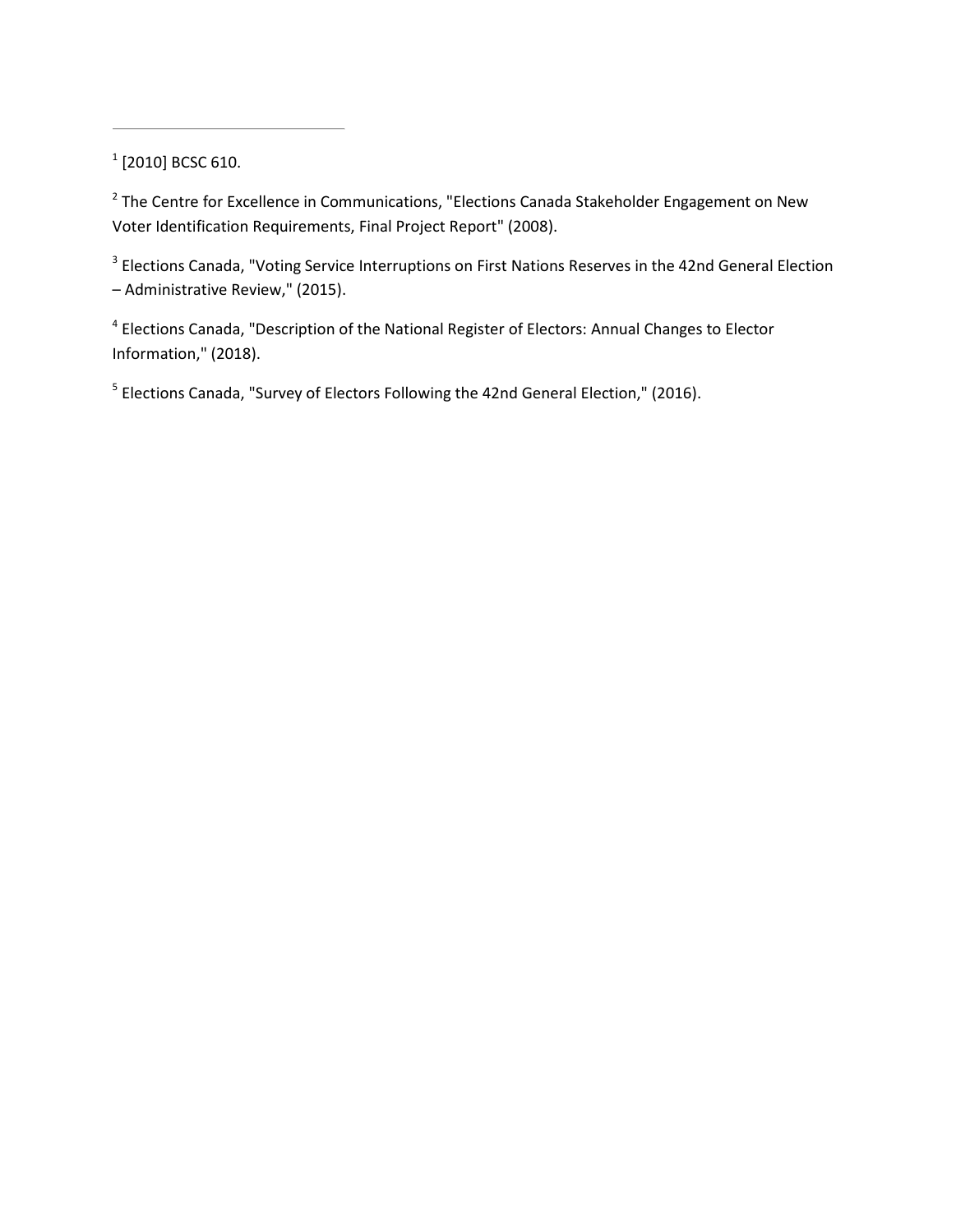[1] [2010] BCSC 610.

[2] The Centre for Excellence in Communications, "Elections Canada Stakeholder Engagement on New Voter Identification Requirements, Final Project Report" (2008).

[3] Elections Canada, "Voting Service Interruptions on First Nations Reserves in the 42nd General Election – Administrative Review," (2015).

[4] Elections Canada, "Description of the National Register of Electors: Annual Changes to Elector Information," (2018).

[5] Elections Canada, "Survey of Electors Following the 42nd General Election," (2016).